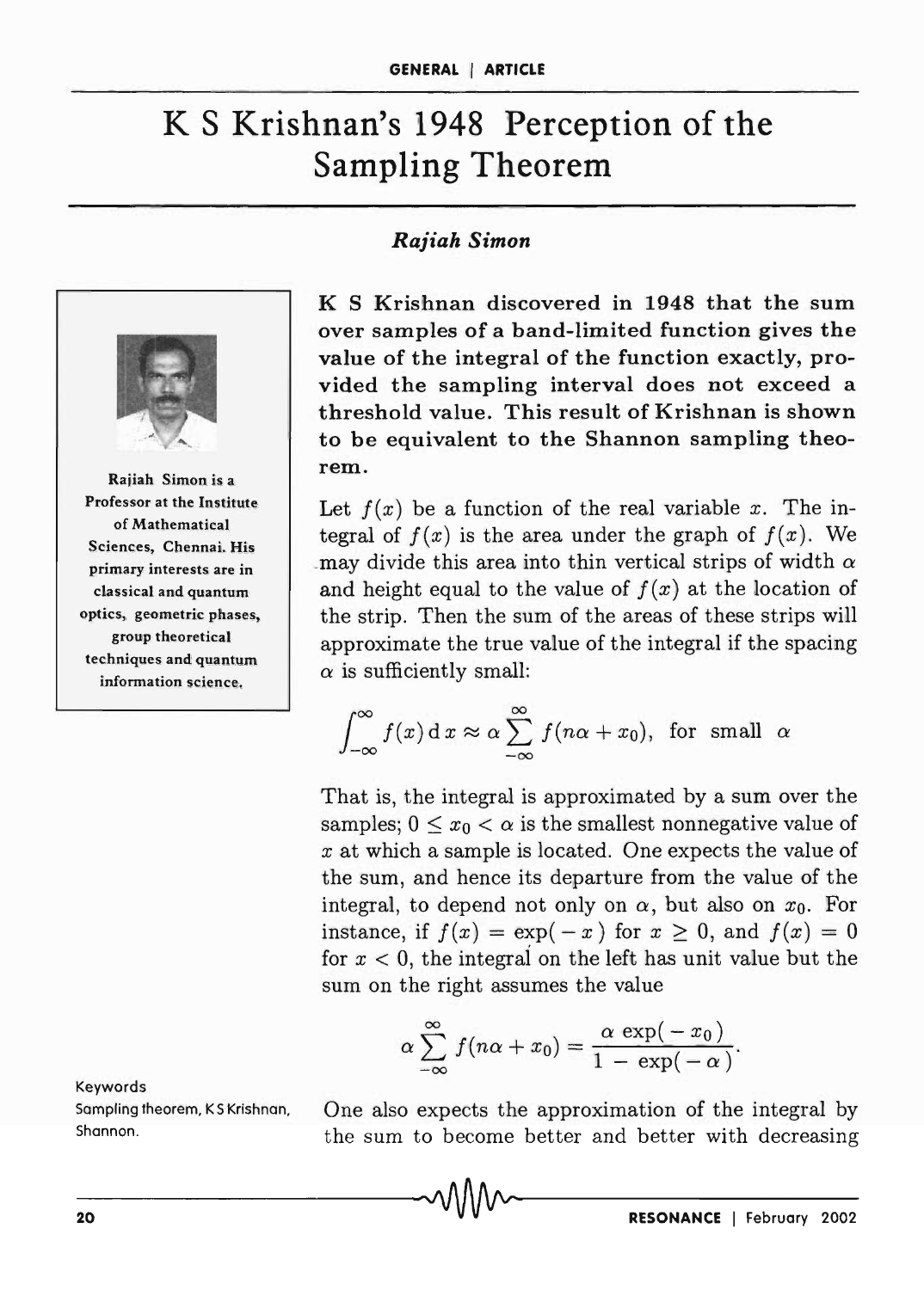# K S Krishnan's 1948 Perception of the Sampling Theorem

*Rajiah Simon*

Rajiah Simon is a Professor at the Institute of Mathematical Sciences, Chennai. His primary interests are in classical and quantum optics, geometric phases, group theoretical techniques and quantum information science.

**K S Krishnan discovered in 1948 that the sum over samples of a band-limited function gives the value of the integral of the function exactly, provided the sampling interval does not exceed a threshold value. This result of Krishnan is shown to be equivalent to the Shannon sampling theorem.**

Let $f(x)$ be a function of the real variable $x$. The integral of $f(x)$ is the area under the graph of $f(x)$. We may divide this area into thin vertical strips of width $\alpha$ and height equal to the value of $f(x)$ at the location of the strip. Then the sum of the areas of these strips will approximate the true value of the integral if the spacing $\alpha$ is sufficiently small:

$$\int_{-\infty}^{\infty} f(x)\,\mathrm{d}\,x \approx \alpha \sum_{-\infty}^{\infty} f(n\alpha + x_0), \text{ for small } \alpha$$

That is, the integral is approximated by a sum over the samples; $0 \leq x_0 < \alpha$ is the smallest nonnegative value of $x$ at which a sample is located. One expects the value of the sum, and hence its departure from the value of the integral, to depend not only on $\alpha$, but also on $x_0$. For instance, if $f(x) = \exp(-x)$ for $x \geq 0$, and $f(x) = 0$ for $x < 0$, the integral on the left has unit value but the sum on the right assumes the value

$$\alpha \sum_{-\infty}^{\infty} f(n\alpha + x_0) = \frac{\alpha \exp(-x_0)}{1 - \exp(-\alpha)}.$$

Keywords
Sampling theorem, K S Krishnan, Shannon.

One also expects the approximation of the integral by the sum to become better and better with decreasing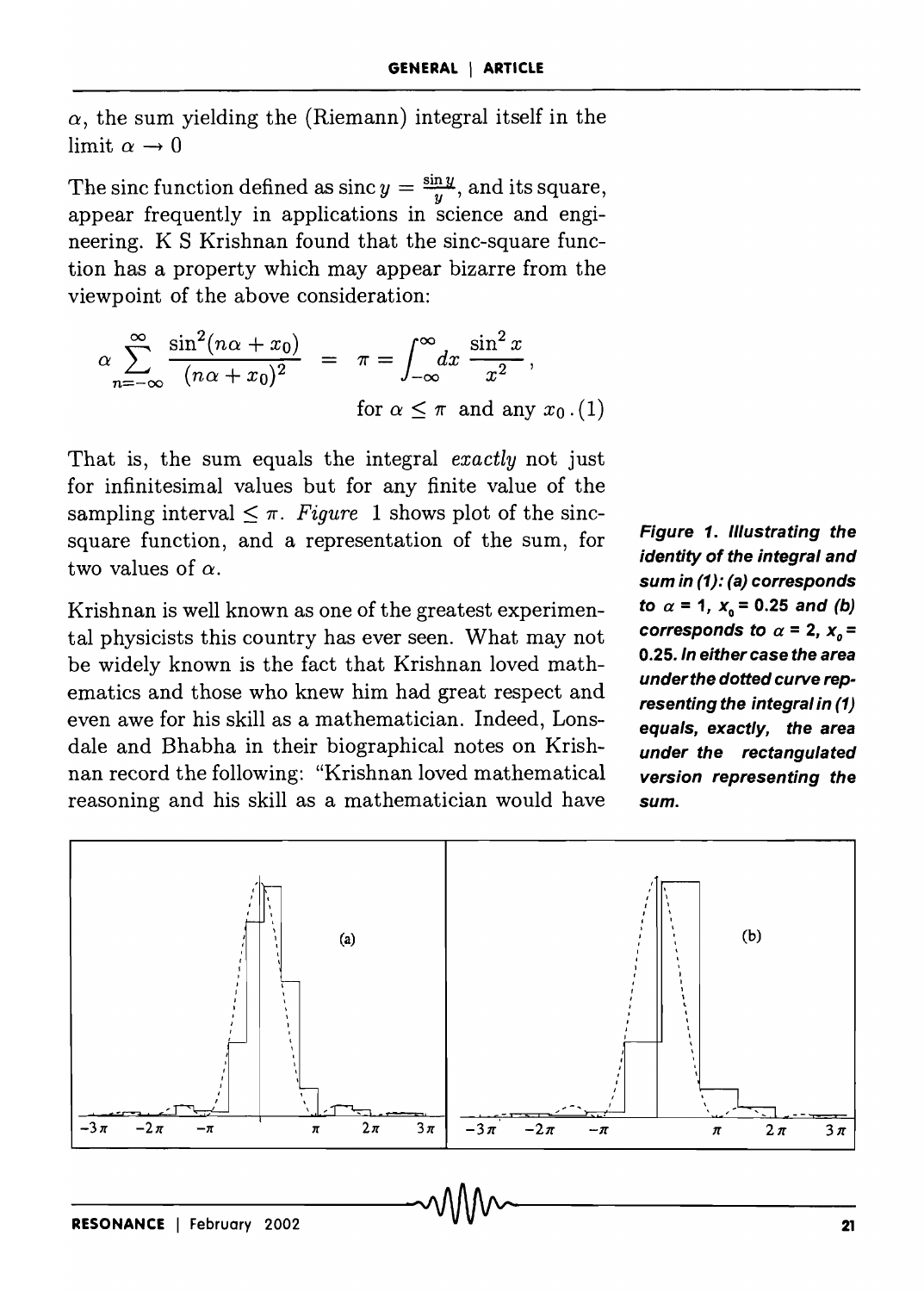$\alpha$, the sum yielding the (Riemann) integral itself in the limit $\alpha \to 0$

The sinc function defined as $\operatorname{sinc} y = \frac{\sin y}{y}$, and its square, appear frequently in applications in science and engineering. K S Krishnan found that the sinc-square function has a property which may appear bizarre from the viewpoint of the above consideration:

$$\alpha \sum_{n=-\infty}^{\infty} \frac{\sin^2(n\alpha + x_0)}{(n\alpha + x_0)^2} = \pi = \int_{-\infty}^{\infty} dx \, \frac{\sin^2 x}{x^2}, \quad \text{for } \alpha \leq \pi \text{ and any } x_0 . \tag{1}$$

That is, the sum equals the integral *exactly* not just for infinitesimal values but for any finite value of the sampling interval $\leq \pi$. *Figure* 1 shows plot of the sinc-square function, and a representation of the sum, for two values of $\alpha$.

Krishnan is well known as one of the greatest experimental physicists this country has ever seen. What may not be widely known is the fact that Krishnan loved mathematics and those who knew him had great respect and even awe for his skill as a mathematician. Indeed, Lonsdale and Bhabha in their biographical notes on Krishnan record the following: "Krishnan loved mathematical reasoning and his skill as a mathematician would have

***Figure 1. Illustrating the identity of the integral and sum in (1): (a) corresponds to $\alpha$ = 1, $x_0$ = 0.25 and (b) corresponds to $\alpha$ = 2, $x_0$ = 0.25. In either case the area under the dotted curve representing the integral in (1) equals, exactly, the area under the rectangulated version representing the sum.***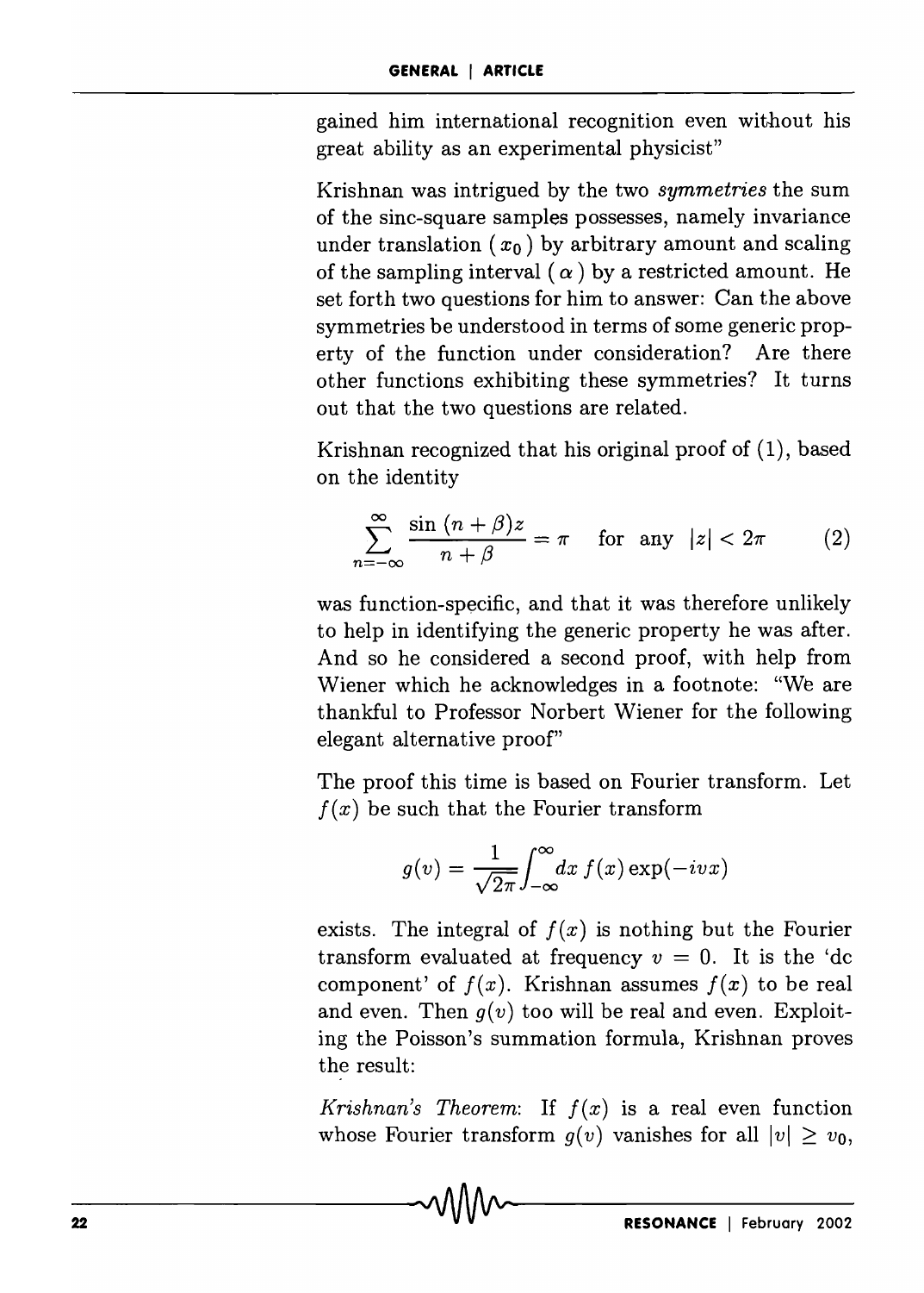gained him international recognition even without his great ability as an experimental physicist"

Krishnan was intrigued by the two *symmetries* the sum of the sinc-square samples possesses, namely invariance under translation ( $x_0$ ) by arbitrary amount and scaling of the sampling interval ( $\alpha$ ) by a restricted amount. He set forth two questions for him to answer: Can the above symmetries be understood in terms of some generic property of the function under consideration? Are there other functions exhibiting these symmetries? It turns out that the two questions are related.

Krishnan recognized that his original proof of (1), based on the identity

$$\sum_{n=-\infty}^{\infty} \frac{\sin\,(n+\beta)z}{n+\beta} = \pi \quad \text{for any } \; |z| < 2\pi \qquad (2)$$

was function-specific, and that it was therefore unlikely to help in identifying the generic property he was after. And so he considered a second proof, with help from Wiener which he acknowledges in a footnote: "We are thankful to Professor Norbert Wiener for the following elegant alternative proof"

The proof this time is based on Fourier transform. Let $f(x)$ be such that the Fourier transform

$$g(v) = \frac{1}{\sqrt{2\pi}} \int_{-\infty}^{\infty} dx\, f(x) \exp(-ivx)$$

exists. The integral of $f(x)$ is nothing but the Fourier transform evaluated at frequency $v = 0$. It is the 'dc component' of $f(x)$. Krishnan assumes $f(x)$ to be real and even. Then $g(v)$ too will be real and even. Exploiting the Poisson's summation formula, Krishnan proves the result:

*Krishnan's Theorem*: If $f(x)$ is a real even function whose Fourier transform $g(v)$ vanishes for all $|v| \geq v_0$,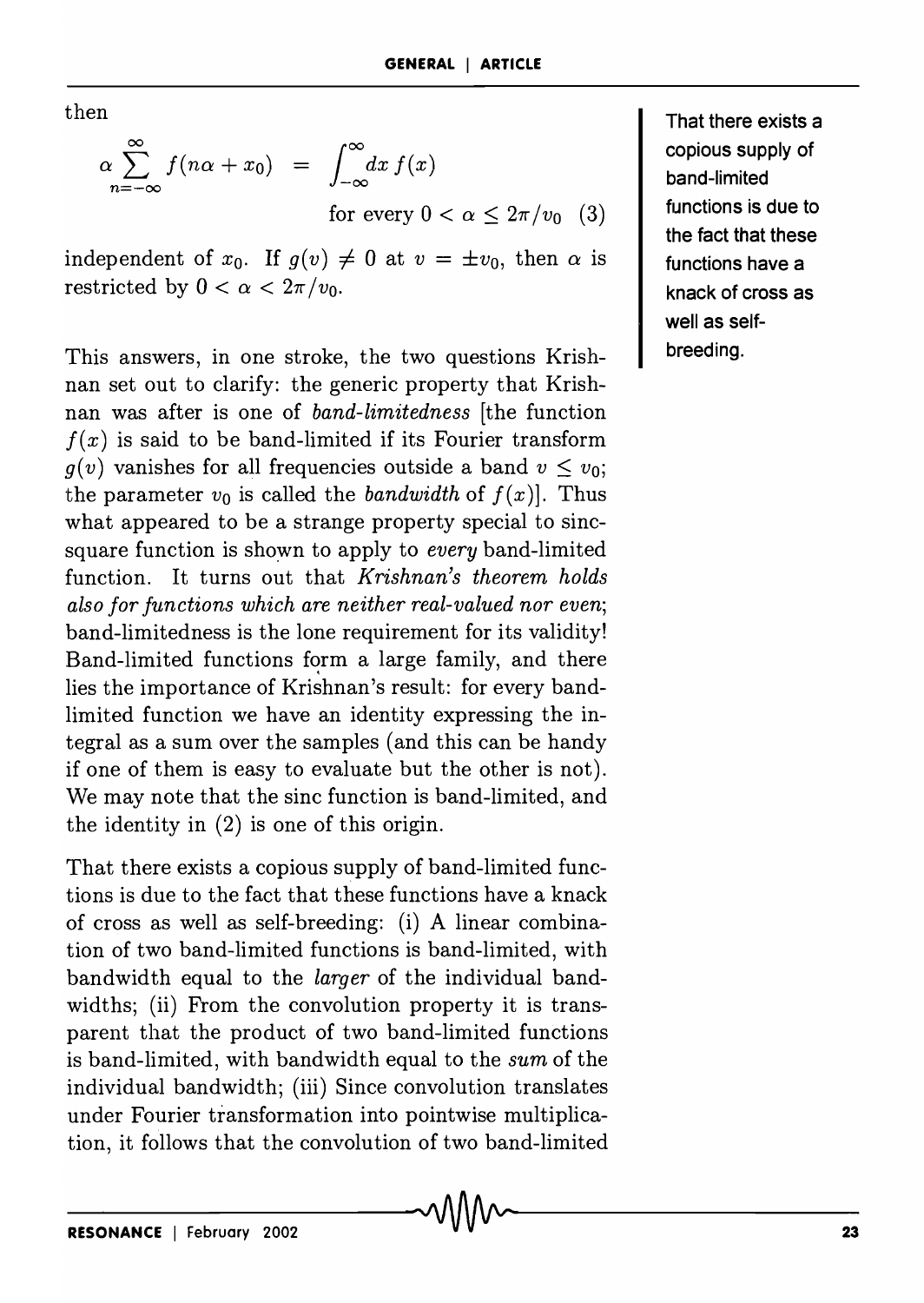then

$$\alpha \sum_{n=-\infty}^{\infty} f(n\alpha + x_0) = \int_{-\infty}^{\infty} dx\, f(x) \qquad \text{for every } 0 < \alpha \leq 2\pi/v_0 \quad (3)$$

independent of $x_0$. If $g(v) \neq 0$ at $v = \pm v_0$, then $\alpha$ is restricted by $0 < \alpha < 2\pi/v_0$.

This answers, in one stroke, the two questions Krishnan set out to clarify: the generic property that Krishnan was after is one of *band-limitedness* [the function $f(x)$ is said to be band-limited if its Fourier transform $g(v)$ vanishes for all frequencies outside a band $v \leq v_0$; the parameter $v_0$ is called the *bandwidth* of $f(x)$]. Thus what appeared to be a strange property special to sinc-square function is shown to apply to *every* band-limited function. It turns out that *Krishnan's theorem holds also for functions which are neither real-valued nor even*; band-limitedness is the lone requirement for its validity! Band-limited functions form a large family, and there lies the importance of Krishnan's result: for every band-limited function we have an identity expressing the integral as a sum over the samples (and this can be handy if one of them is easy to evaluate but the other is not). We may note that the sinc function is band-limited, and the identity in (2) is one of this origin.

**That there exists a copious supply of band-limited functions is due to the fact that these functions have a knack of cross as well as self-breeding.**

That there exists a copious supply of band-limited functions is due to the fact that these functions have a knack of cross as well as self-breeding: (i) A linear combination of two band-limited functions is band-limited, with bandwidth equal to the *larger* of the individual bandwidths; (ii) From the convolution property it is transparent that the product of two band-limited functions is band-limited, with bandwidth equal to the *sum* of the individual bandwidth; (iii) Since convolution translates under Fourier transformation into pointwise multiplication, it follows that the convolution of two band-limited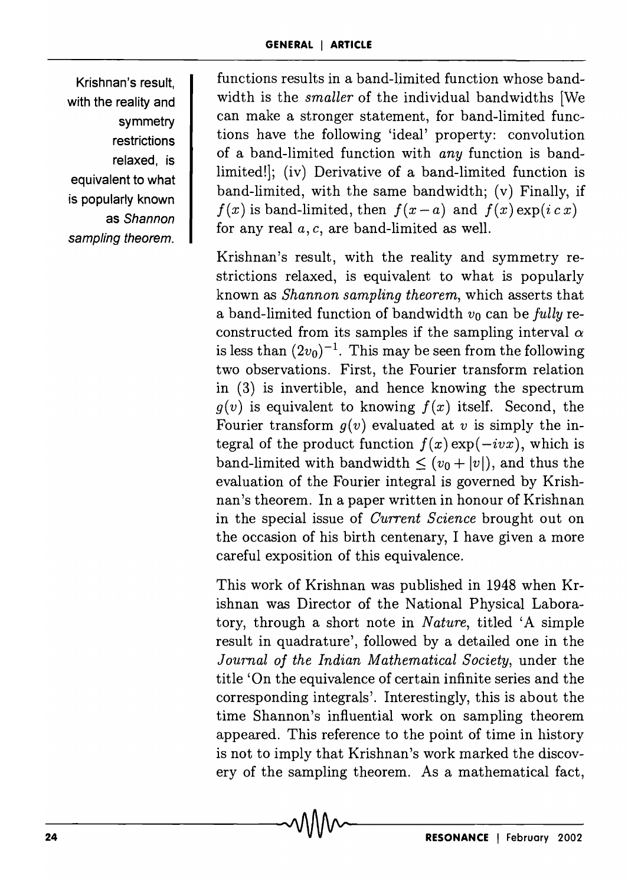functions results in a band-limited function whose bandwidth is the *smaller* of the individual bandwidths [We can make a stronger statement, for band-limited functions have the following 'ideal' property: convolution of a band-limited function with *any* function is band-limited!]; (iv) Derivative of a band-limited function is band-limited, with the same bandwidth; (v) Finally, if $f(x)$ is band-limited, then $f(x-a)$ and $f(x)\exp(i\,c\,x)$ for any real $a, c$, are band-limited as well.

Krishnan's result, with the reality and symmetry restrictions relaxed, is equivalent to what is popularly known as *Shannon sampling theorem.*

Krishnan's result, with the reality and symmetry restrictions relaxed, is equivalent to what is popularly known as *Shannon sampling theorem*, which asserts that a band-limited function of bandwidth $v_0$ can be *fully* reconstructed from its samples if the sampling interval $\alpha$ is less than $(2v_0)^{-1}$. This may be seen from the following two observations. First, the Fourier transform relation in (3) is invertible, and hence knowing the spectrum $g(v)$ is equivalent to knowing $f(x)$ itself. Second, the Fourier transform $g(v)$ evaluated at $v$ is simply the integral of the product function $f(x)\exp(-ivx)$, which is band-limited with bandwidth $\leq (v_0 + |v|)$, and thus the evaluation of the Fourier integral is governed by Krishnan's theorem. In a paper written in honour of Krishnan in the special issue of *Current Science* brought out on the occasion of his birth centenary, I have given a more careful exposition of this equivalence.

This work of Krishnan was published in 1948 when Krishnan was Director of the National Physical Laboratory, through a short note in *Nature*, titled 'A simple result in quadrature', followed by a detailed one in the *Journal of the Indian Mathematical Society*, under the title 'On the equivalence of certain infinite series and the corresponding integrals'. Interestingly, this is about the time Shannon's influential work on sampling theorem appeared. This reference to the point of time in history is not to imply that Krishnan's work marked the discovery of the sampling theorem. As a mathematical fact,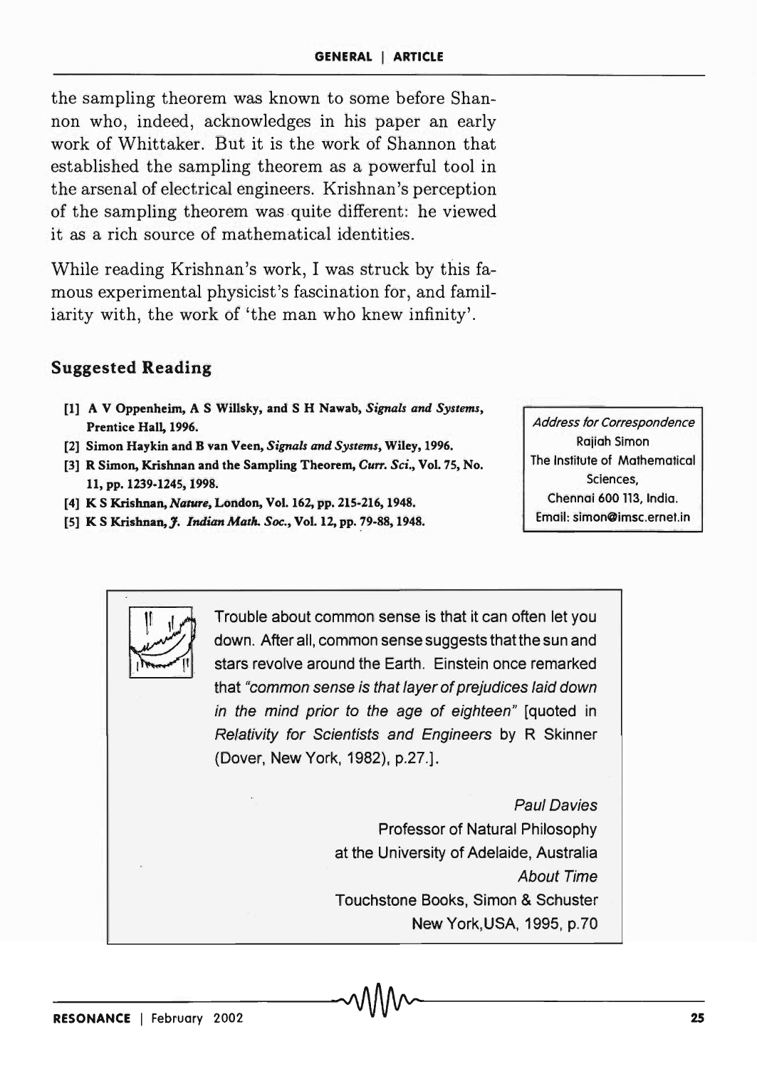the sampling theorem was known to some before Shannon who, indeed, acknowledges in his paper an early work of Whittaker. But it is the work of Shannon that established the sampling theorem as a powerful tool in the arsenal of electrical engineers. Krishnan's perception of the sampling theorem was quite different: he viewed it as a rich source of mathematical identities.

While reading Krishnan's work, I was struck by this famous experimental physicist's fascination for, and familiarity with, the work of 'the man who knew infinity'.

## Suggested Reading

[1] A V Oppenheim, A S Willsky, and S H Nawab, *Signals and Systems*, Prentice Hall, 1996.

[2] Simon Haykin and B van Veen, *Signals and Systems*, Wiley, 1996.

[3] R Simon, Krishnan and the Sampling Theorem, *Curr. Sci.*, Vol. 75, No. 11, pp. 1239-1245, 1998.

[4] K S Krishnan, *Nature*, London, Vol. 162, pp. 215-216, 1948.

[5] K S Krishnan, *J. Indian Math. Soc.*, Vol. 12, pp. 79-88, 1948.

*Address for Correspondence*
Rajiah Simon
The Institute of Mathematical Sciences,
Chennai 600 113, India.
Email: simon@imsc.ernet.in

Trouble about common sense is that it can often let you down. After all, common sense suggests that the sun and stars revolve around the Earth. Einstein once remarked that *"common sense is that layer of prejudices laid down in the mind prior to the age of eighteen"* [quoted in *Relativity for Scientists and Engineers* by R Skinner (Dover, New York, 1982), p.27.].

*Paul Davies*
Professor of Natural Philosophy
at the University of Adelaide, Australia
*About Time*
Touchstone Books, Simon & Schuster
New York, USA, 1995, p.70